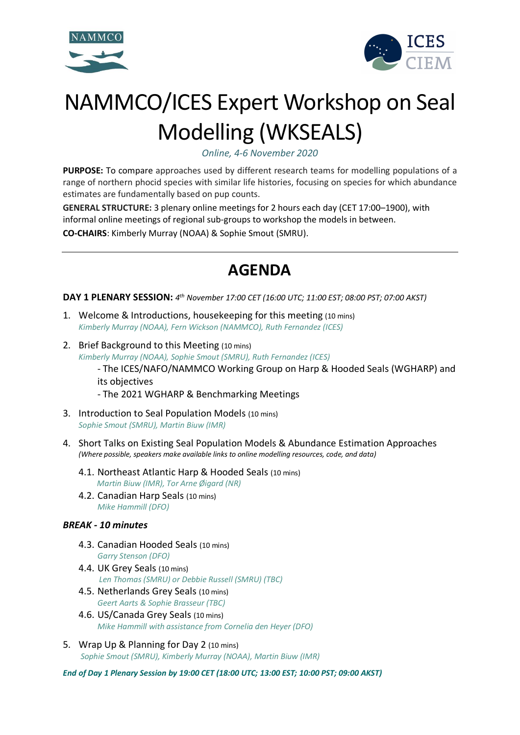# NAMMCO/ICES Expert Workshop on Seal Modelling (WKSEALS)

*Online, 4-6 November 2020*

**PURPOSE:** To compare approaches used by different research teams for modelling populations of a range of northern phocid species with similar life histories, focusing on species for which abundance estimates are fundamentally based on pup counts.

**GENERAL STRUCTURE:** 3 plenary online meetings for 2 hours each day (CET 17:00–1900), with informal online meetings of regional sub-groups to workshop the models in between.

**CO-CHAIRS**: Kimberly Murray (NOAA) & Sophie Smout (SMRU).

---

## AGENDA

**DAY 1 PLENARY SESSION:** *4th November 17:00 CET (16:00 UTC; 11:00 EST; 08:00 PST; 07:00 AKST)*

1. Welcome & Introductions, housekeeping for this meeting (10 mins)
   *Kimberly Murray (NOAA), Fern Wickson (NAMMCO), Ruth Fernandez (ICES)*

2. Brief Background to this Meeting (10 mins)
   *Kimberly Murray (NOAA), Sophie Smout (SMRU), Ruth Fernandez (ICES)*
   - The ICES/NAFO/NAMMCO Working Group on Harp & Hooded Seals (WGHARP) and its objectives
   - The 2021 WGHARP & Benchmarking Meetings

3. Introduction to Seal Population Models (10 mins)
   *Sophie Smout (SMRU), Martin Biuw (IMR)*

4. Short Talks on Existing Seal Population Models & Abundance Estimation Approaches
   *(Where possible, speakers make available links to online modelling resources, code, and data)*

   4.1. Northeast Atlantic Harp & Hooded Seals (10 mins)
   *Martin Biuw (IMR), Tor Arne Øigard (NR)*

   4.2. Canadian Harp Seals (10 mins)
   *Mike Hammill (DFO)*

***BREAK - 10 minutes***

   4.3. Canadian Hooded Seals (10 mins)
   *Garry Stenson (DFO)*

   4.4. UK Grey Seals (10 mins)
   *Len Thomas (SMRU) or Debbie Russell (SMRU) (TBC)*

   4.5. Netherlands Grey Seals (10 mins)
   *Geert Aarts & Sophie Brasseur (TBC)*

   4.6. US/Canada Grey Seals (10 mins)
   *Mike Hammill with assistance from Cornelia den Heyer (DFO)*

5. Wrap Up & Planning for Day 2 (10 mins)
   *Sophie Smout (SMRU), Kimberly Murray (NOAA), Martin Biuw (IMR)*

***End of Day 1 Plenary Session by 19:00 CET (18:00 UTC; 13:00 EST; 10:00 PST; 09:00 AKST)***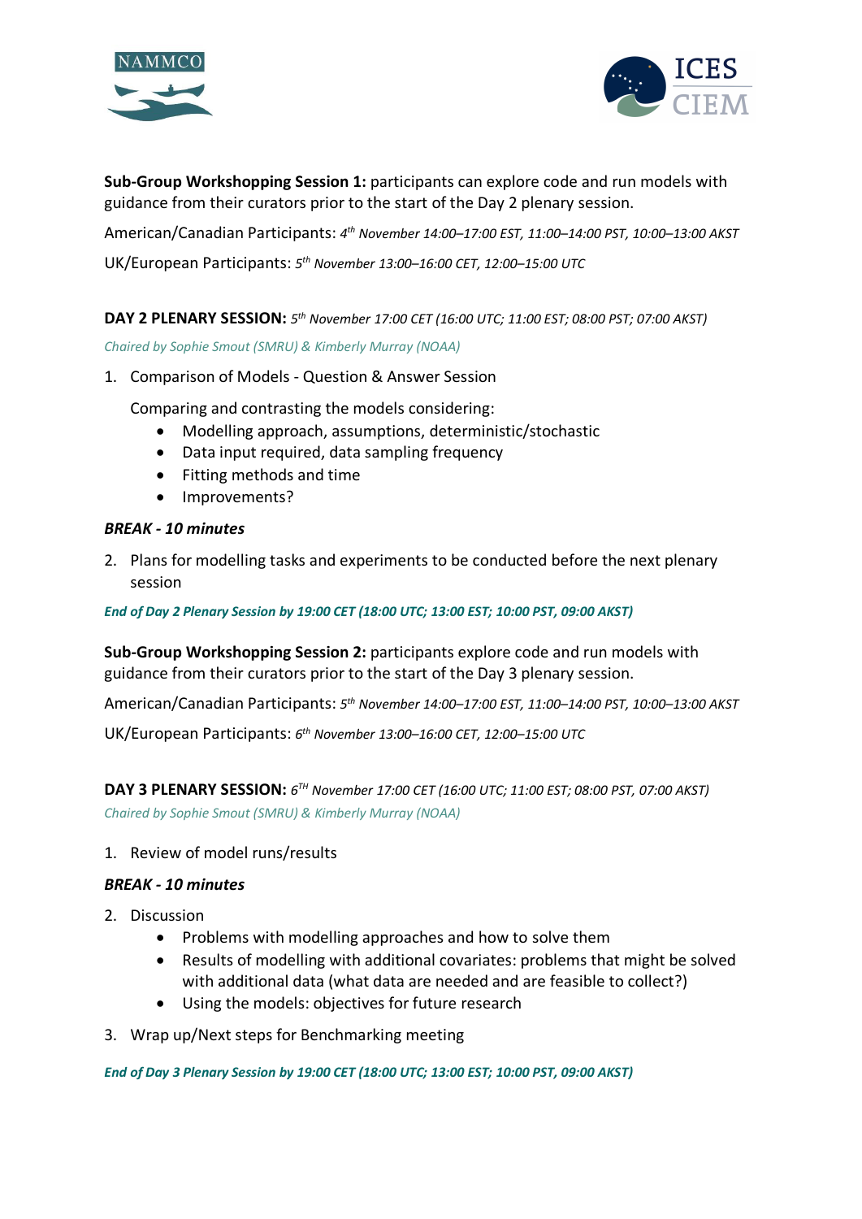**Sub-Group Workshopping Session 1:** participants can explore code and run models with guidance from their curators prior to the start of the Day 2 plenary session.

American/Canadian Participants: *4th November 14:00–17:00 EST, 11:00–14:00 PST, 10:00–13:00 AKST*

UK/European Participants: *5th November 13:00–16:00 CET, 12:00–15:00 UTC*

**DAY 2 PLENARY SESSION:** *5th November 17:00 CET (16:00 UTC; 11:00 EST; 08:00 PST; 07:00 AKST)*

*Chaired by Sophie Smout (SMRU) & Kimberly Murray (NOAA)*

1. Comparison of Models - Question & Answer Session

   Comparing and contrasting the models considering:
   - Modelling approach, assumptions, deterministic/stochastic
   - Data input required, data sampling frequency
   - Fitting methods and time
   - Improvements?

***BREAK - 10 minutes***

2. Plans for modelling tasks and experiments to be conducted before the next plenary session

***End of Day 2 Plenary Session by 19:00 CET (18:00 UTC; 13:00 EST; 10:00 PST, 09:00 AKST)***

**Sub-Group Workshopping Session 2:** participants explore code and run models with guidance from their curators prior to the start of the Day 3 plenary session.

American/Canadian Participants: *5th November 14:00–17:00 EST, 11:00–14:00 PST, 10:00–13:00 AKST*

UK/European Participants: *6th November 13:00–16:00 CET, 12:00–15:00 UTC*

**DAY 3 PLENARY SESSION:** *6TH November 17:00 CET (16:00 UTC; 11:00 EST; 08:00 PST, 07:00 AKST)*

*Chaired by Sophie Smout (SMRU) & Kimberly Murray (NOAA)*

1. Review of model runs/results

***BREAK - 10 minutes***

2. Discussion
   - Problems with modelling approaches and how to solve them
   - Results of modelling with additional covariates: problems that might be solved with additional data (what data are needed and are feasible to collect?)
   - Using the models: objectives for future research
3. Wrap up/Next steps for Benchmarking meeting

***End of Day 3 Plenary Session by 19:00 CET (18:00 UTC; 13:00 EST; 10:00 PST, 09:00 AKST)***